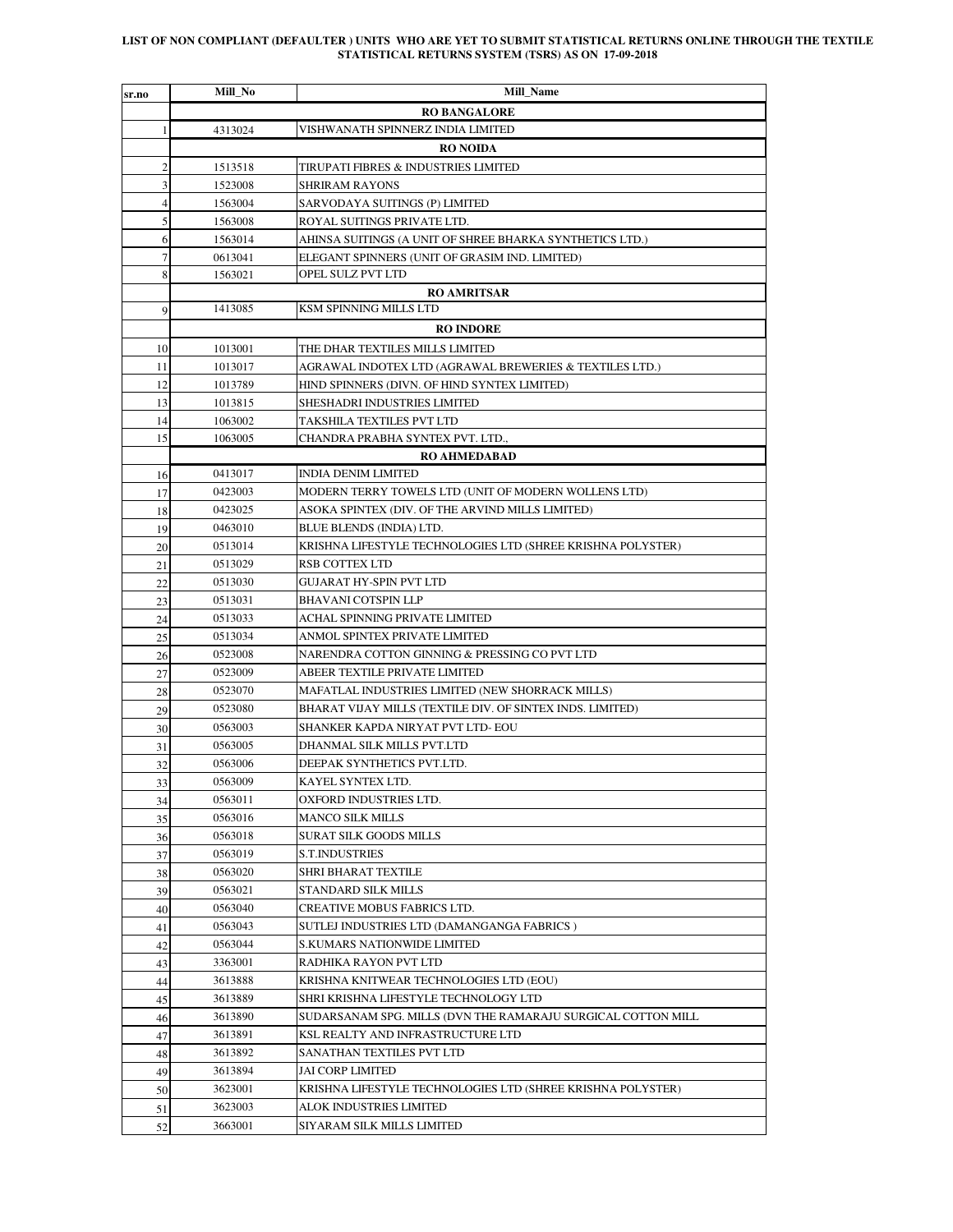**LIST OF NON COMPLIANT (DEFAULTER ) UNITS WHO ARE YET TO SUBMIT STATISTICAL RETURNS ONLINE THROUGH THE TEXTILE STATISTICAL RETURNS SYSTEM (TSRS) AS ON 17-09-2018**

| sr.no | Mill_No | Mill_Name |
|---|---|---|
| | | **RO BANGALORE** |
| 1 | 4313024 | VISHWANATH SPINNERZ INDIA LIMITED |
| | | **RO NOIDA** |
| 2 | 1513518 | TIRUPATI FIBRES & INDUSTRIES LIMITED |
| 3 | 1523008 | SHRIRAM RAYONS |
| 4 | 1563004 | SARVODAYA SUITINGS (P) LIMITED |
| 5 | 1563008 | ROYAL SUITINGS PRIVATE LTD. |
| 6 | 1563014 | AHINSA SUITINGS (A UNIT OF SHREE BHARKA SYNTHETICS LTD.) |
| 7 | 0613041 | ELEGANT SPINNERS (UNIT OF GRASIM IND. LIMITED) |
| 8 | 1563021 | OPEL SULZ PVT LTD |
| | | **RO AMRITSAR** |
| 9 | 1413085 | KSM SPINNING MILLS LTD |
| | | **RO INDORE** |
| 10 | 1013001 | THE DHAR TEXTILES MILLS LIMITED |
| 11 | 1013017 | AGRAWAL INDOTEX LTD (AGRAWAL BREWERIES & TEXTILES LTD.) |
| 12 | 1013789 | HIND SPINNERS (DIVN. OF HIND SYNTEX LIMITED) |
| 13 | 1013815 | SHESHADRI INDUSTRIES LIMITED |
| 14 | 1063002 | TAKSHILA TEXTILES PVT LTD |
| 15 | 1063005 | CHANDRA PRABHA SYNTEX PVT. LTD., |
| | | **RO AHMEDABAD** |
| 16 | 0413017 | INDIA DENIM LIMITED |
| 17 | 0423003 | MODERN TERRY TOWELS LTD (UNIT OF MODERN WOLLENS LTD) |
| 18 | 0423025 | ASOKA SPINTEX (DIV. OF THE ARVIND MILLS LIMITED) |
| 19 | 0463010 | BLUE BLENDS (INDIA) LTD. |
| 20 | 0513014 | KRISHNA LIFESTYLE TECHNOLOGIES LTD (SHREE KRISHNA POLYSTER) |
| 21 | 0513029 | RSB COTTEX LTD |
| 22 | 0513030 | GUJARAT HY-SPIN PVT LTD |
| 23 | 0513031 | BHAVANI COTSPIN LLP |
| 24 | 0513033 | ACHAL SPINNING PRIVATE LIMITED |
| 25 | 0513034 | ANMOL SPINTEX PRIVATE LIMITED |
| 26 | 0523008 | NARENDRA COTTON GINNING & PRESSING CO PVT LTD |
| 27 | 0523009 | ABEER TEXTILE PRIVATE LIMITED |
| 28 | 0523070 | MAFATLAL INDUSTRIES LIMITED (NEW SHORRACK MILLS) |
| 29 | 0523080 | BHARAT VIJAY MILLS (TEXTILE DIV. OF SINTEX INDS. LIMITED) |
| 30 | 0563003 | SHANKER KAPDA NIRYAT PVT LTD- EOU |
| 31 | 0563005 | DHANMAL SILK MILLS PVT.LTD |
| 32 | 0563006 | DEEPAK SYNTHETICS PVT.LTD. |
| 33 | 0563009 | KAYEL SYNTEX LTD. |
| 34 | 0563011 | OXFORD INDUSTRIES LTD. |
| 35 | 0563016 | MANCO SILK MILLS |
| 36 | 0563018 | SURAT SILK GOODS MILLS |
| 37 | 0563019 | S.T.INDUSTRIES |
| 38 | 0563020 | SHRI BHARAT TEXTILE |
| 39 | 0563021 | STANDARD SILK MILLS |
| 40 | 0563040 | CREATIVE MOBUS FABRICS LTD. |
| 41 | 0563043 | SUTLEJ INDUSTRIES LTD (DAMANGANGA FABRICS ) |
| 42 | 0563044 | S.KUMARS NATIONWIDE LIMITED |
| 43 | 3363001 | RADHIKA RAYON PVT LTD |
| 44 | 3613888 | KRISHNA KNITWEAR TECHNOLOGIES LTD (EOU) |
| 45 | 3613889 | SHRI KRISHNA LIFESTYLE TECHNOLOGY LTD |
| 46 | 3613890 | SUDARSANAM SPG. MILLS (DVN THE RAMARAJU SURGICAL COTTON MILL |
| 47 | 3613891 | KSL REALTY AND INFRASTRUCTURE LTD |
| 48 | 3613892 | SANATHAN TEXTILES PVT LTD |
| 49 | 3613894 | JAI CORP LIMITED |
| 50 | 3623001 | KRISHNA LIFESTYLE TECHNOLOGIES LTD (SHREE KRISHNA POLYSTER) |
| 51 | 3623003 | ALOK INDUSTRIES LIMITED |
| 52 | 3663001 | SIYARAM SILK MILLS LIMITED |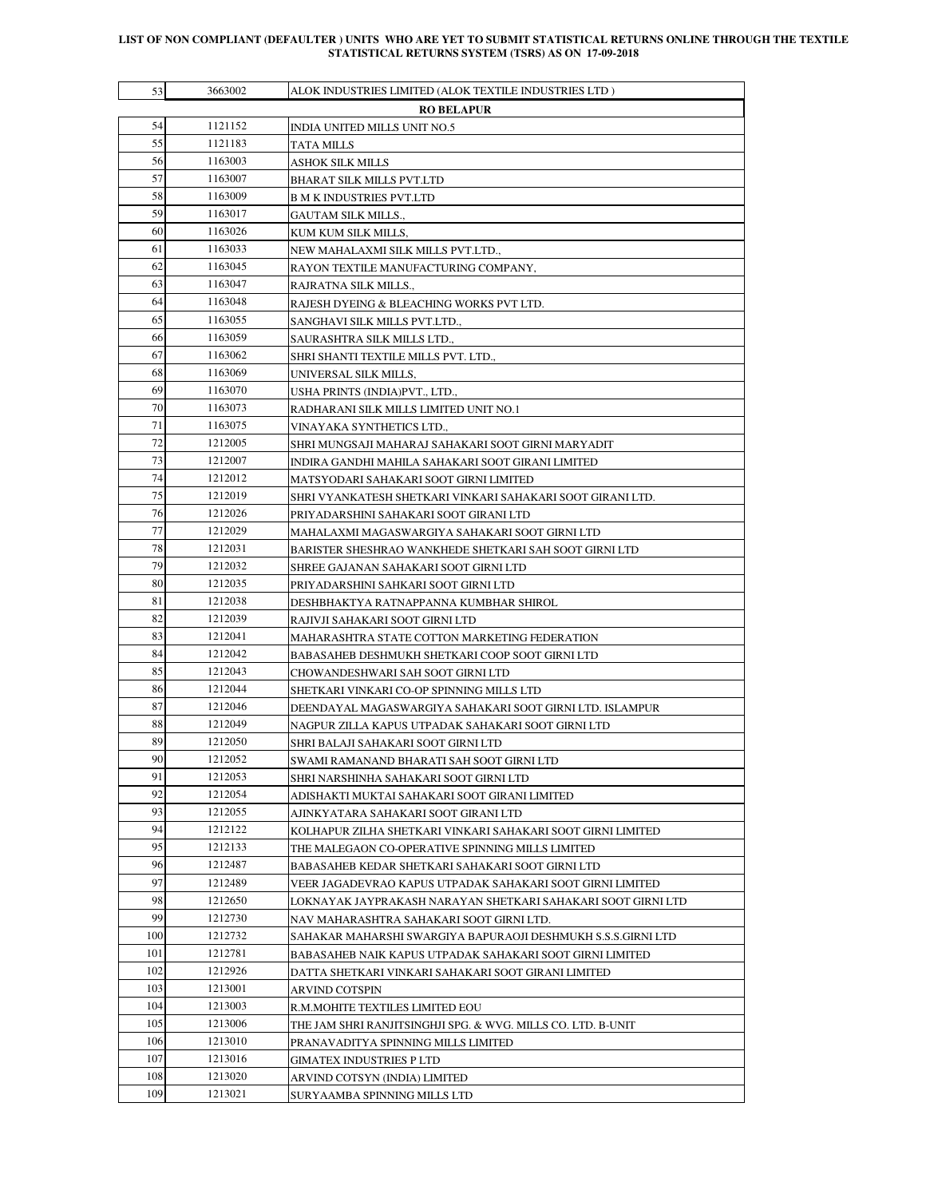# LIST OF NON COMPLIANT (DEFAULTER ) UNITS WHO ARE YET TO SUBMIT STATISTICAL RETURNS ONLINE THROUGH THE TEXTILE STATISTICAL RETURNS SYSTEM (TSRS) AS ON 17-09-2018

| | | |
|---|---|---|
| 53 | 3663002 | ALOK INDUSTRIES LIMITED (ALOK TEXTILE INDUSTRIES LTD ) |
| | | **RO BELAPUR** |
| 54 | 1121152 | INDIA UNITED MILLS UNIT NO.5 |
| 55 | 1121183 | TATA MILLS |
| 56 | 1163003 | ASHOK SILK MILLS |
| 57 | 1163007 | BHARAT SILK MILLS PVT.LTD |
| 58 | 1163009 | B M K INDUSTRIES PVT.LTD |
| 59 | 1163017 | GAUTAM SILK MILLS., |
| 60 | 1163026 | KUM KUM SILK MILLS, |
| 61 | 1163033 | NEW MAHALAXMI SILK MILLS PVT.LTD., |
| 62 | 1163045 | RAYON TEXTILE MANUFACTURING COMPANY, |
| 63 | 1163047 | RAJRATNA SILK MILLS., |
| 64 | 1163048 | RAJESH DYEING & BLEACHING WORKS PVT LTD. |
| 65 | 1163055 | SANGHAVI SILK MILLS PVT.LTD., |
| 66 | 1163059 | SAURASHTRA SILK MILLS LTD., |
| 67 | 1163062 | SHRI SHANTI TEXTILE MILLS PVT. LTD., |
| 68 | 1163069 | UNIVERSAL SILK MILLS, |
| 69 | 1163070 | USHA PRINTS (INDIA)PVT., LTD., |
| 70 | 1163073 | RADHARANI SILK MILLS LIMITED UNIT NO.1 |
| 71 | 1163075 | VINAYAKA SYNTHETICS LTD., |
| 72 | 1212005 | SHRI MUNGSAJI MAHARAJ SAHAKARI SOOT GIRNI MARYADIT |
| 73 | 1212007 | INDIRA GANDHI MAHILA SAHAKARI SOOT GIRANI LIMITED |
| 74 | 1212012 | MATSYODARI SAHAKARI SOOT GIRNI LIMITED |
| 75 | 1212019 | SHRI VYANKATESH SHETKARI VINKARI SAHAKARI SOOT GIRANI LTD. |
| 76 | 1212026 | PRIYADARSHINI SAHAKARI SOOT GIRANI LTD |
| 77 | 1212029 | MAHALAXMI MAGASWARGIYA SAHAKARI SOOT GIRNI LTD |
| 78 | 1212031 | BARISTER SHESHRAO WANKHEDE SHETKARI SAH SOOT GIRNI LTD |
| 79 | 1212032 | SHREE GAJANAN SAHAKARI SOOT GIRNI LTD |
| 80 | 1212035 | PRIYADARSHINI SAHKARI SOOT GIRNI LTD |
| 81 | 1212038 | DESHBHAKTYA RATNAPPANNA KUMBHAR SHIROL |
| 82 | 1212039 | RAJIVJI SAHAKARI SOOT GIRNI LTD |
| 83 | 1212041 | MAHARASHTRA STATE COTTON MARKETING FEDERATION |
| 84 | 1212042 | BABASAHEB DESHMUKH SHETKARI COOP SOOT GIRNI LTD |
| 85 | 1212043 | CHOWANDESHWARI SAH SOOT GIRNI LTD |
| 86 | 1212044 | SHETKARI VINKARI CO-OP SPINNING MILLS LTD |
| 87 | 1212046 | DEENDAYAL MAGASWARGIYA SAHAKARI SOOT GIRNI LTD. ISLAMPUR |
| 88 | 1212049 | NAGPUR ZILLA KAPUS UTPADAK SAHAKARI SOOT GIRNI LTD |
| 89 | 1212050 | SHRI BALAJI SAHAKARI SOOT GIRNI LTD |
| 90 | 1212052 | SWAMI RAMANAND BHARATI SAH SOOT GIRNI LTD |
| 91 | 1212053 | SHRI NARSHINHA SAHAKARI SOOT GIRNI LTD |
| 92 | 1212054 | ADISHAKTI MUKTAI SAHAKARI SOOT GIRANI LIMITED |
| 93 | 1212055 | AJINKYATARA SAHAKARI SOOT GIRANI LTD |
| 94 | 1212122 | KOLHAPUR ZILHA SHETKARI VINKARI SAHAKARI SOOT GIRNI LIMITED |
| 95 | 1212133 | THE MALEGAON CO-OPERATIVE SPINNING MILLS LIMITED |
| 96 | 1212487 | BABASAHEB KEDAR SHETKARI SAHAKARI SOOT GIRNI LTD |
| 97 | 1212489 | VEER JAGADEVRAO KAPUS UTPADAK SAHAKARI SOOT GIRNI LIMITED |
| 98 | 1212650 | LOKNAYAK JAYPRAKASH NARAYAN SHETKARI SAHAKARI SOOT GIRNI LTD |
| 99 | 1212730 | NAV MAHARASHTRA SAHAKARI SOOT GIRNI LTD. |
| 100 | 1212732 | SAHAKAR MAHARSHI SWARGIYA BAPURAOJI DESHMUKH S.S.S.GIRNI LTD |
| 101 | 1212781 | BABASAHEB NAIK KAPUS UTPADAK SAHAKARI SOOT GIRNI LIMITED |
| 102 | 1212926 | DATTA SHETKARI VINKARI SAHAKARI SOOT GIRANI LIMITED |
| 103 | 1213001 | ARVIND COTSPIN |
| 104 | 1213003 | R.M.MOHITE TEXTILES LIMITED EOU |
| 105 | 1213006 | THE JAM SHRI RANJITSINGHJI SPG. & WVG. MILLS CO. LTD. B-UNIT |
| 106 | 1213010 | PRANAVADITYA SPINNING MILLS LIMITED |
| 107 | 1213016 | GIMATEX INDUSTRIES P LTD |
| 108 | 1213020 | ARVIND COTSYN (INDIA) LIMITED |
| 109 | 1213021 | SURYAAMBA SPINNING MILLS LTD |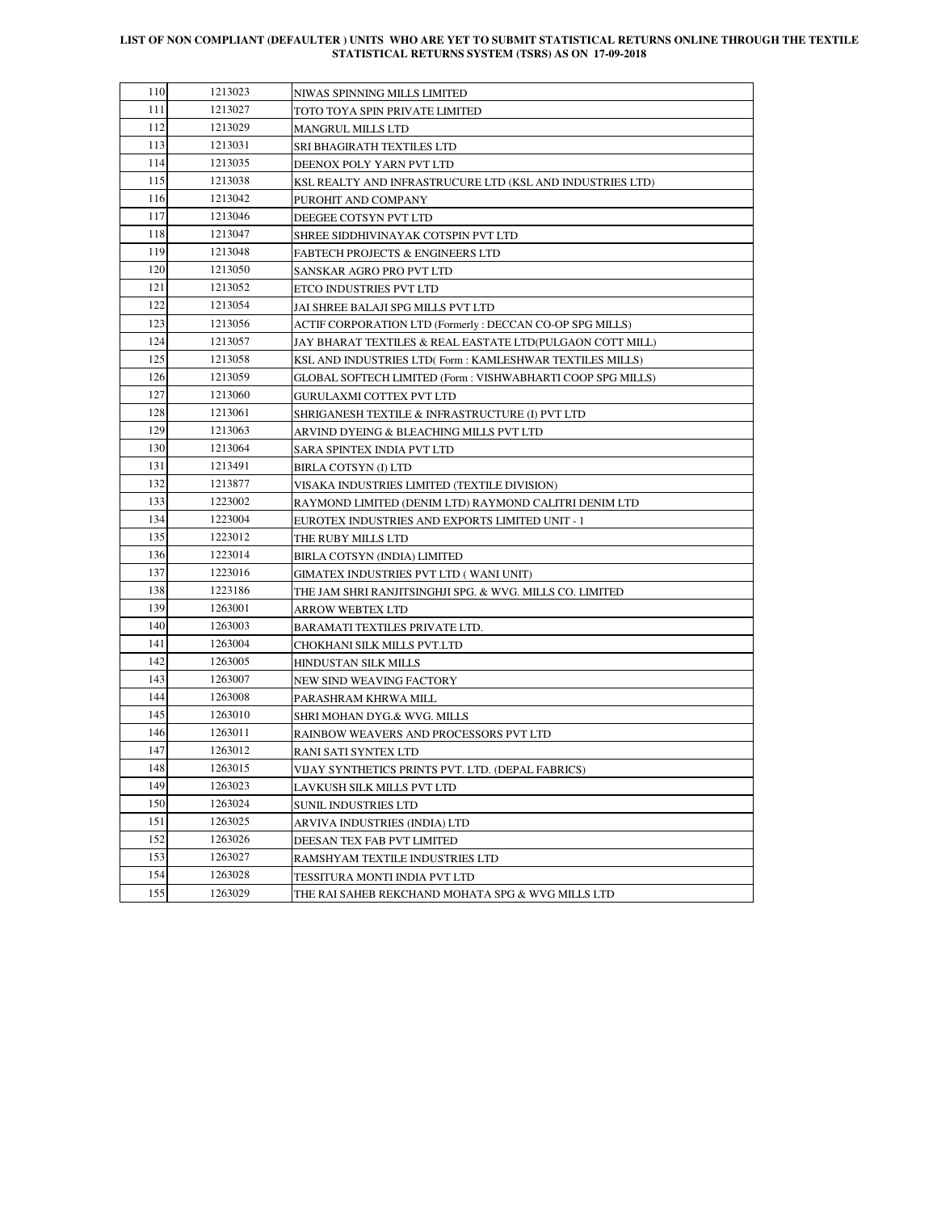**LIST OF NON COMPLIANT (DEFAULTER ) UNITS WHO ARE YET TO SUBMIT STATISTICAL RETURNS ONLINE THROUGH THE TEXTILE STATISTICAL RETURNS SYSTEM (TSRS) AS ON 17-09-2018**

| | | |
|---|---|---|
| 110 | 1213023 | NIWAS SPINNING MILLS LIMITED |
| 111 | 1213027 | TOTO TOYA SPIN PRIVATE LIMITED |
| 112 | 1213029 | MANGRUL MILLS LTD |
| 113 | 1213031 | SRI BHAGIRATH TEXTILES LTD |
| 114 | 1213035 | DEENOX POLY YARN PVT LTD |
| 115 | 1213038 | KSL REALTY AND INFRASTRUCURE LTD (KSL AND INDUSTRIES LTD) |
| 116 | 1213042 | PUROHIT AND COMPANY |
| 117 | 1213046 | DEEGEE COTSYN PVT LTD |
| 118 | 1213047 | SHREE SIDDHIVINAYAK COTSPIN PVT LTD |
| 119 | 1213048 | FABTECH PROJECTS & ENGINEERS LTD |
| 120 | 1213050 | SANSKAR AGRO PRO PVT LTD |
| 121 | 1213052 | ETCO INDUSTRIES PVT LTD |
| 122 | 1213054 | JAI SHREE BALAJI SPG MILLS PVT LTD |
| 123 | 1213056 | ACTIF CORPORATION LTD (Formerly : DECCAN CO-OP SPG MILLS) |
| 124 | 1213057 | JAY BHARAT TEXTILES & REAL EASTATE LTD(PULGAON COTT MILL) |
| 125 | 1213058 | KSL AND INDUSTRIES LTD( Form : KAMLESHWAR TEXTILES MILLS) |
| 126 | 1213059 | GLOBAL SOFTECH LIMITED (Form : VISHWABHARTI COOP SPG MILLS) |
| 127 | 1213060 | GURULAXMI COTTEX PVT LTD |
| 128 | 1213061 | SHRIGANESH TEXTILE & INFRASTRUCTURE (I) PVT LTD |
| 129 | 1213063 | ARVIND DYEING & BLEACHING MILLS PVT LTD |
| 130 | 1213064 | SARA SPINTEX INDIA PVT LTD |
| 131 | 1213491 | BIRLA COTSYN (I) LTD |
| 132 | 1213877 | VISAKA INDUSTRIES LIMITED (TEXTILE DIVISION) |
| 133 | 1223002 | RAYMOND LIMITED (DENIM LTD) RAYMOND CALITRI DENIM LTD |
| 134 | 1223004 | EUROTEX INDUSTRIES AND EXPORTS LIMITED UNIT - 1 |
| 135 | 1223012 | THE RUBY MILLS LTD |
| 136 | 1223014 | BIRLA COTSYN (INDIA) LIMITED |
| 137 | 1223016 | GIMATEX INDUSTRIES PVT LTD ( WANI UNIT) |
| 138 | 1223186 | THE JAM SHRI RANJITSINGHJI SPG. & WVG. MILLS CO. LIMITED |
| 139 | 1263001 | ARROW WEBTEX LTD |
| 140 | 1263003 | BARAMATI TEXTILES PRIVATE LTD. |
| 141 | 1263004 | CHOKHANI SILK MILLS PVT.LTD |
| 142 | 1263005 | HINDUSTAN SILK MILLS |
| 143 | 1263007 | NEW SIND WEAVING FACTORY |
| 144 | 1263008 | PARASHRAM KHRWA MILL |
| 145 | 1263010 | SHRI MOHAN DYG.& WVG. MILLS |
| 146 | 1263011 | RAINBOW WEAVERS AND PROCESSORS PVT LTD |
| 147 | 1263012 | RANI SATI SYNTEX LTD |
| 148 | 1263015 | VIJAY SYNTHETICS PRINTS PVT. LTD. (DEPAL FABRICS) |
| 149 | 1263023 | LAVKUSH SILK MILLS PVT LTD |
| 150 | 1263024 | SUNIL INDUSTRIES LTD |
| 151 | 1263025 | ARVIVA INDUSTRIES (INDIA) LTD |
| 152 | 1263026 | DEESAN TEX FAB PVT LIMITED |
| 153 | 1263027 | RAMSHYAM TEXTILE INDUSTRIES LTD |
| 154 | 1263028 | TESSITURA MONTI INDIA PVT LTD |
| 155 | 1263029 | THE RAI SAHEB REKCHAND MOHATA SPG & WVG MILLS LTD |